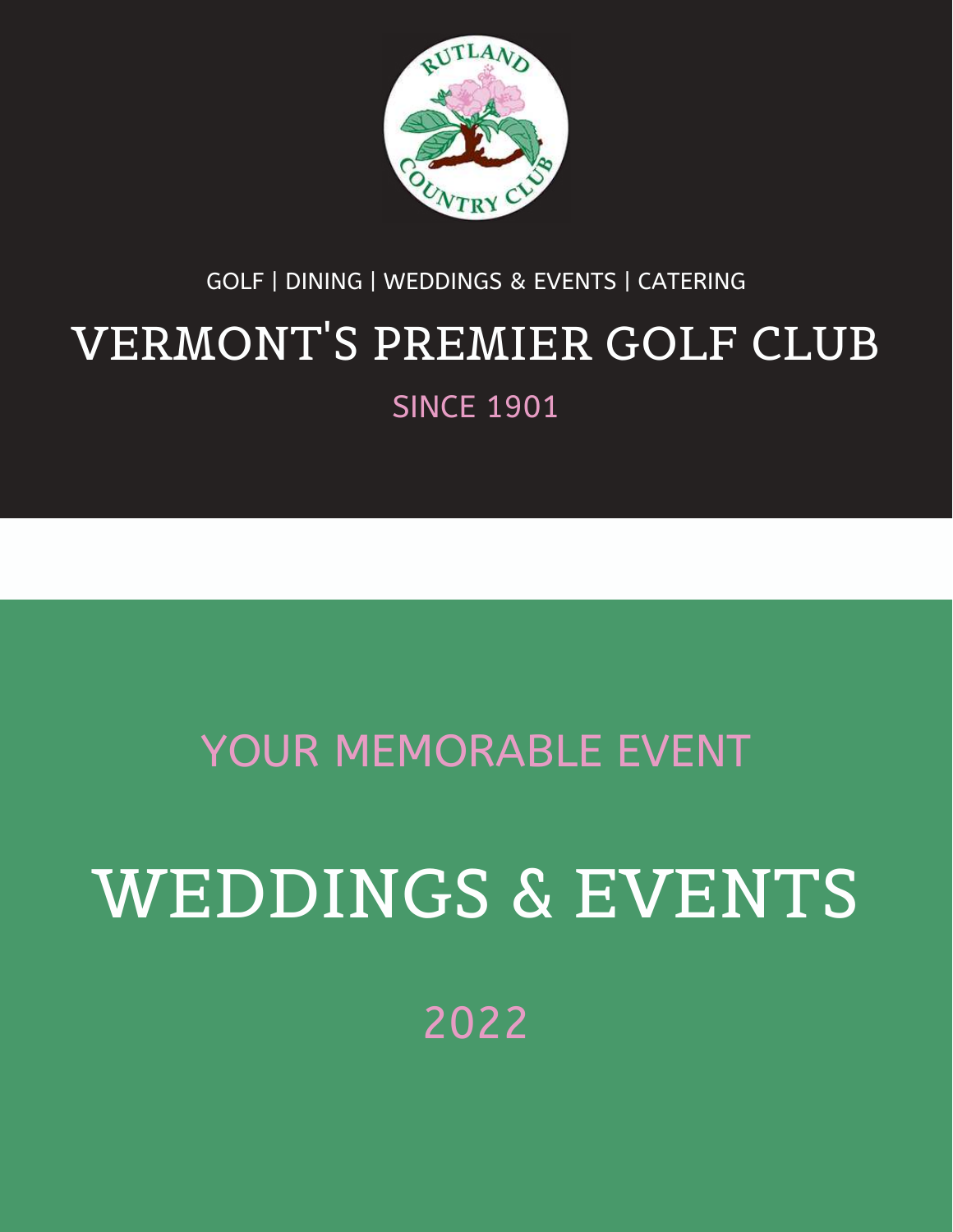GOLF | DINING | WEDDINGS & EVENTS | CATERING

# VERMONT'S PREMIER GOLF CLUB

SINCE 1901

YOUR MEMORABLE EVENT

# WEDDINGS & EVENTS

2022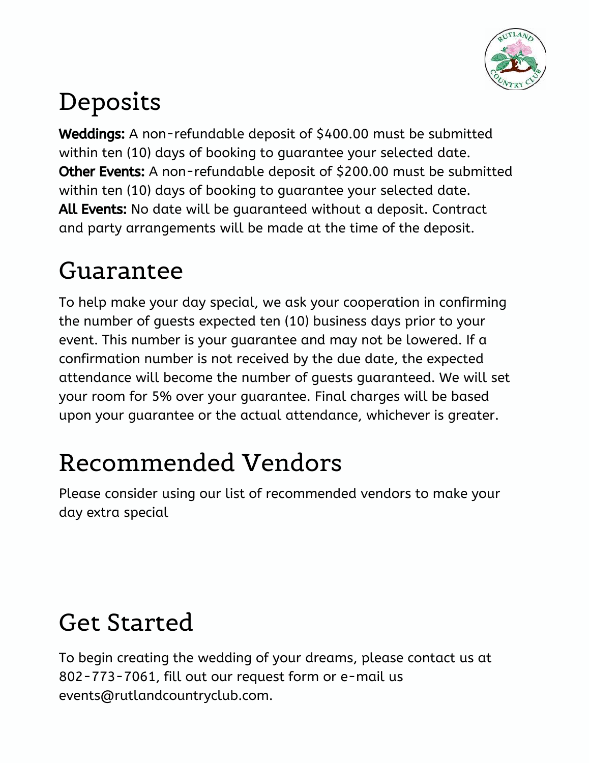# Deposits

**Weddings:** A non-refundable deposit of $400.00 must be submitted within ten (10) days of booking to guarantee your selected date.
**Other Events:** A non-refundable deposit of $200.00 must be submitted within ten (10) days of booking to guarantee your selected date.
**All Events:** No date will be guaranteed without a deposit. Contract and party arrangements will be made at the time of the deposit.

# Guarantee

To help make your day special, we ask your cooperation in confirming the number of guests expected ten (10) business days prior to your event. This number is your guarantee and may not be lowered. If a confirmation number is not received by the due date, the expected attendance will become the number of guests guaranteed. We will set your room for 5% over your guarantee. Final charges will be based upon your guarantee or the actual attendance, whichever is greater.

# Recommended Vendors

Please consider using our list of recommended vendors to make your day extra special

# Get Started

To begin creating the wedding of your dreams, please contact us at 802-773-7061, fill out our request form or e-mail us events@rutlandcountryclub.com.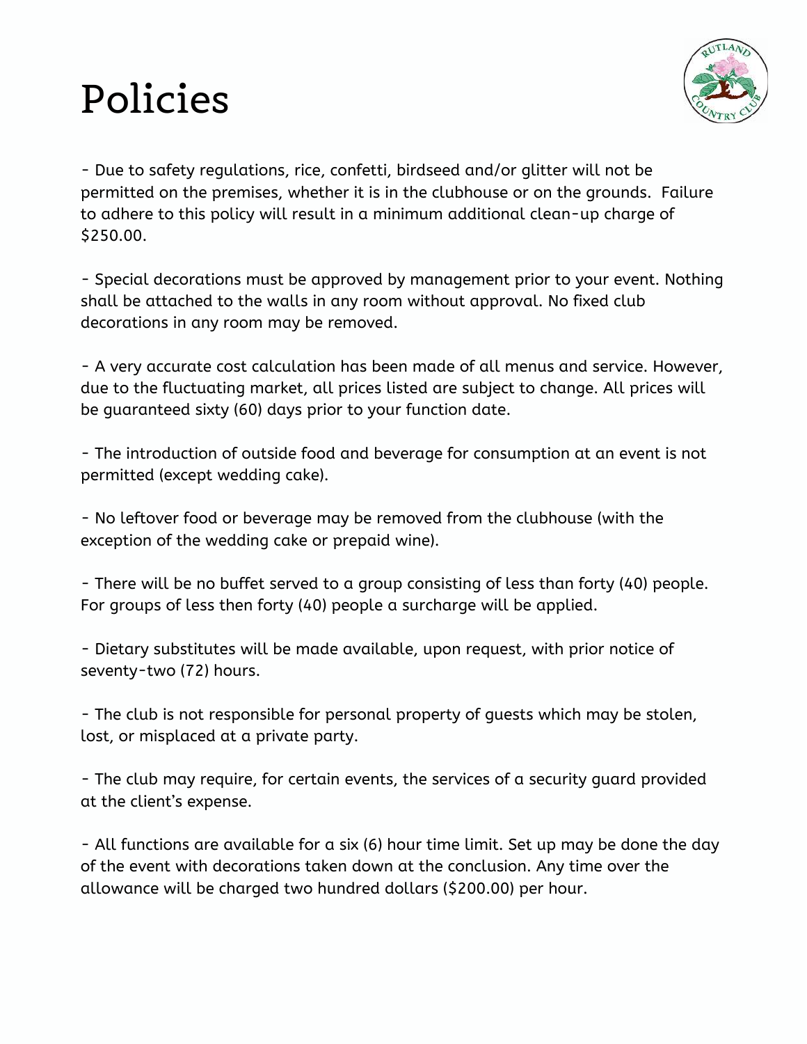# Policies

- Due to safety regulations, rice, confetti, birdseed and/or glitter will not be permitted on the premises, whether it is in the clubhouse or on the grounds. Failure to adhere to this policy will result in a minimum additional clean-up charge of $250.00.

- Special decorations must be approved by management prior to your event. Nothing shall be attached to the walls in any room without approval. No fixed club decorations in any room may be removed.

- A very accurate cost calculation has been made of all menus and service. However, due to the fluctuating market, all prices listed are subject to change. All prices will be guaranteed sixty (60) days prior to your function date.

- The introduction of outside food and beverage for consumption at an event is not permitted (except wedding cake).

- No leftover food or beverage may be removed from the clubhouse (with the exception of the wedding cake or prepaid wine).

- There will be no buffet served to a group consisting of less than forty (40) people. For groups of less then forty (40) people a surcharge will be applied.

- Dietary substitutes will be made available, upon request, with prior notice of seventy-two (72) hours.

- The club is not responsible for personal property of guests which may be stolen, lost, or misplaced at a private party.

- The club may require, for certain events, the services of a security guard provided at the client's expense.

- All functions are available for a six (6) hour time limit. Set up may be done the day of the event with decorations taken down at the conclusion. Any time over the allowance will be charged two hundred dollars ($200.00) per hour.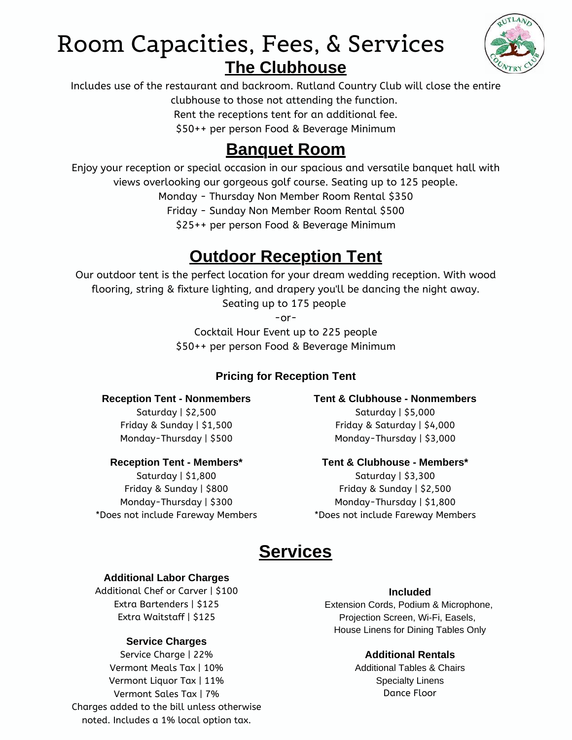# Room Capacities, Fees, & Services

## The Clubhouse

Includes use of the restaurant and backroom. Rutland Country Club will close the entire clubhouse to those not attending the function.

Rent the receptions tent for an additional fee.

$50++ per person Food & Beverage Minimum

## Banquet Room

Enjoy your reception or special occasion in our spacious and versatile banquet hall with views overlooking our gorgeous golf course. Seating up to 125 people.

Monday - Thursday Non Member Room Rental $350

Friday - Sunday Non Member Room Rental $500

$25++ per person Food & Beverage Minimum

## Outdoor Reception Tent

Our outdoor tent is the perfect location for your dream wedding reception. With wood flooring, string & fixture lighting, and drapery you'll be dancing the night away.

Seating up to 175 people

-or-

Cocktail Hour Event up to 225 people

$50++ per person Food & Beverage Minimum

### Pricing for Reception Tent

**Reception Tent - Nonmembers**

Saturday | $2,500

Friday & Sunday | $1,500

Monday-Thursday | $500

**Reception Tent - Members***

Saturday | $1,800

Friday & Sunday | $800

Monday-Thursday | $300

*Does not include Fareway Members

**Tent & Clubhouse - Nonmembers**

Saturday | $5,000

Friday & Saturday | $4,000

Monday-Thursday | $3,000

**Tent & Clubhouse - Members***

Saturday | $3,300

Friday & Sunday | $2,500

Monday-Thursday | $1,800

*Does not include Fareway Members

## Services

**Additional Labor Charges**

Additional Chef or Carver | $100

Extra Bartenders | $125

Extra Waitstaff | $125

**Service Charges**

Service Charge | 22%

Vermont Meals Tax | 10%

Vermont Liquor Tax | 11%

Vermont Sales Tax | 7%

Charges added to the bill unless otherwise noted. Includes a 1% local option tax.

**Included**

Extension Cords, Podium & Microphone, Projection Screen, Wi-Fi, Easels, House Linens for Dining Tables Only

**Additional Rentals**

Additional Tables & Chairs

Specialty Linens

Dance Floor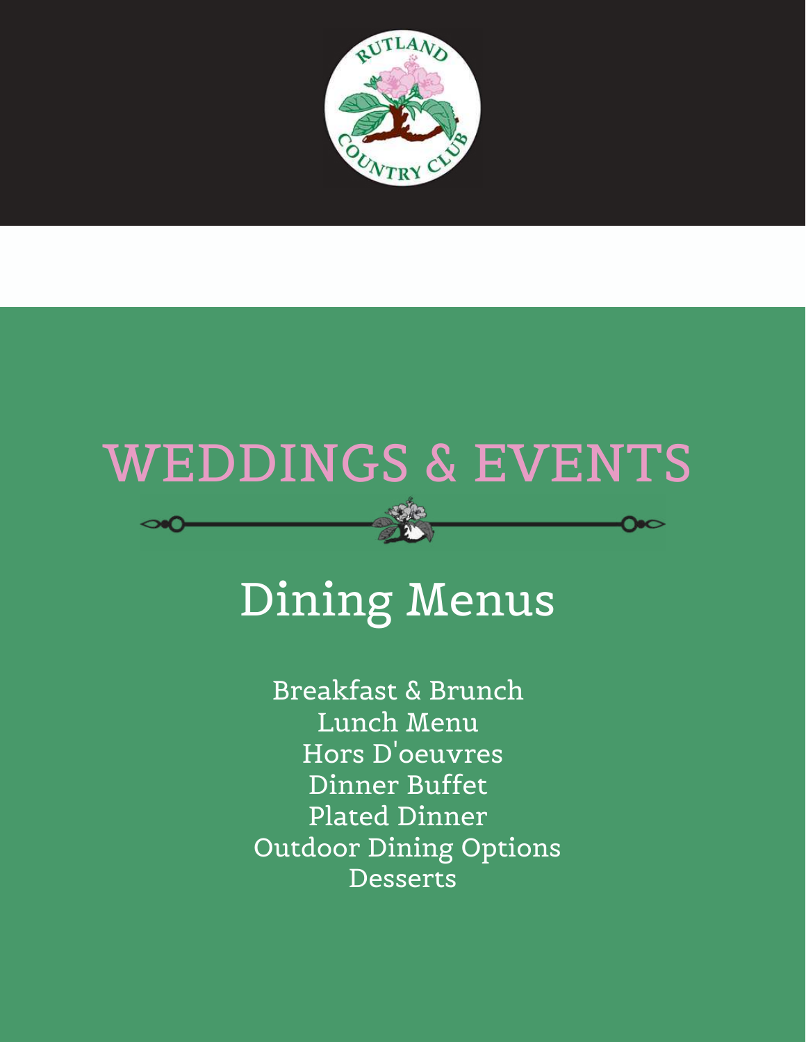# WEDDINGS & EVENTS

## Dining Menus

Breakfast & Brunch
Lunch Menu
Hors D'oeuvres
Dinner Buffet
Plated Dinner
Outdoor Dining Options
Desserts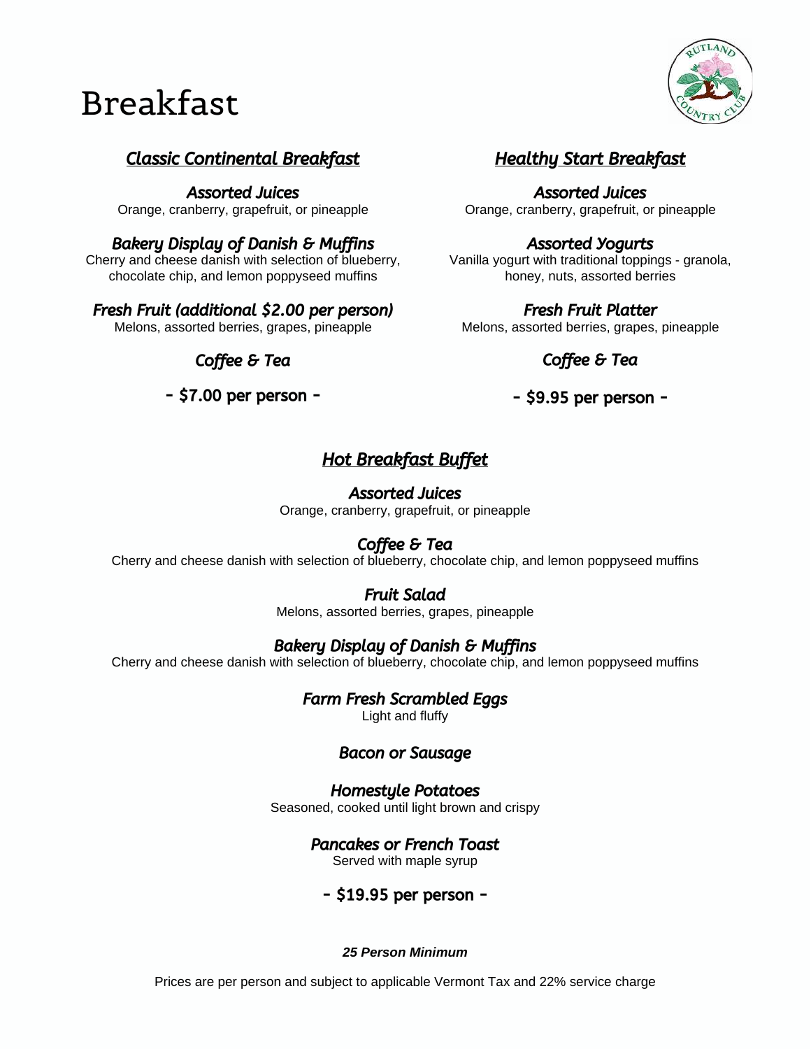# Breakfast

## *Classic Continental Breakfast*

***Assorted Juices***
Orange, cranberry, grapefruit, or pineapple

***Bakery Display of Danish & Muffins***
Cherry and cheese danish with selection of blueberry, chocolate chip, and lemon poppyseed muffins

***Fresh Fruit (additional $2.00 per person)***
Melons, assorted berries, grapes, pineapple

***Coffee & Tea***

**- $7.00 per person -**

## *Healthy Start Breakfast*

***Assorted Juices***
Orange, cranberry, grapefruit, or pineapple

***Assorted Yogurts***
Vanilla yogurt with traditional toppings - granola, honey, nuts, assorted berries

***Fresh Fruit Platter***
Melons, assorted berries, grapes, pineapple

***Coffee & Tea***

**- $9.95 per person -**

## *Hot Breakfast Buffet*

***Assorted Juices***
Orange, cranberry, grapefruit, or pineapple

***Coffee & Tea***
Cherry and cheese danish with selection of blueberry, chocolate chip, and lemon poppyseed muffins

***Fruit Salad***
Melons, assorted berries, grapes, pineapple

***Bakery Display of Danish & Muffins***
Cherry and cheese danish with selection of blueberry, chocolate chip, and lemon poppyseed muffins

***Farm Fresh Scrambled Eggs***
Light and fluffy

***Bacon or Sausage***

***Homestyle Potatoes***
Seasoned, cooked until light brown and crispy

***Pancakes or French Toast***
Served with maple syrup

**- $19.95 per person -**

***25 Person Minimum***

Prices are per person and subject to applicable Vermont Tax and 22% service charge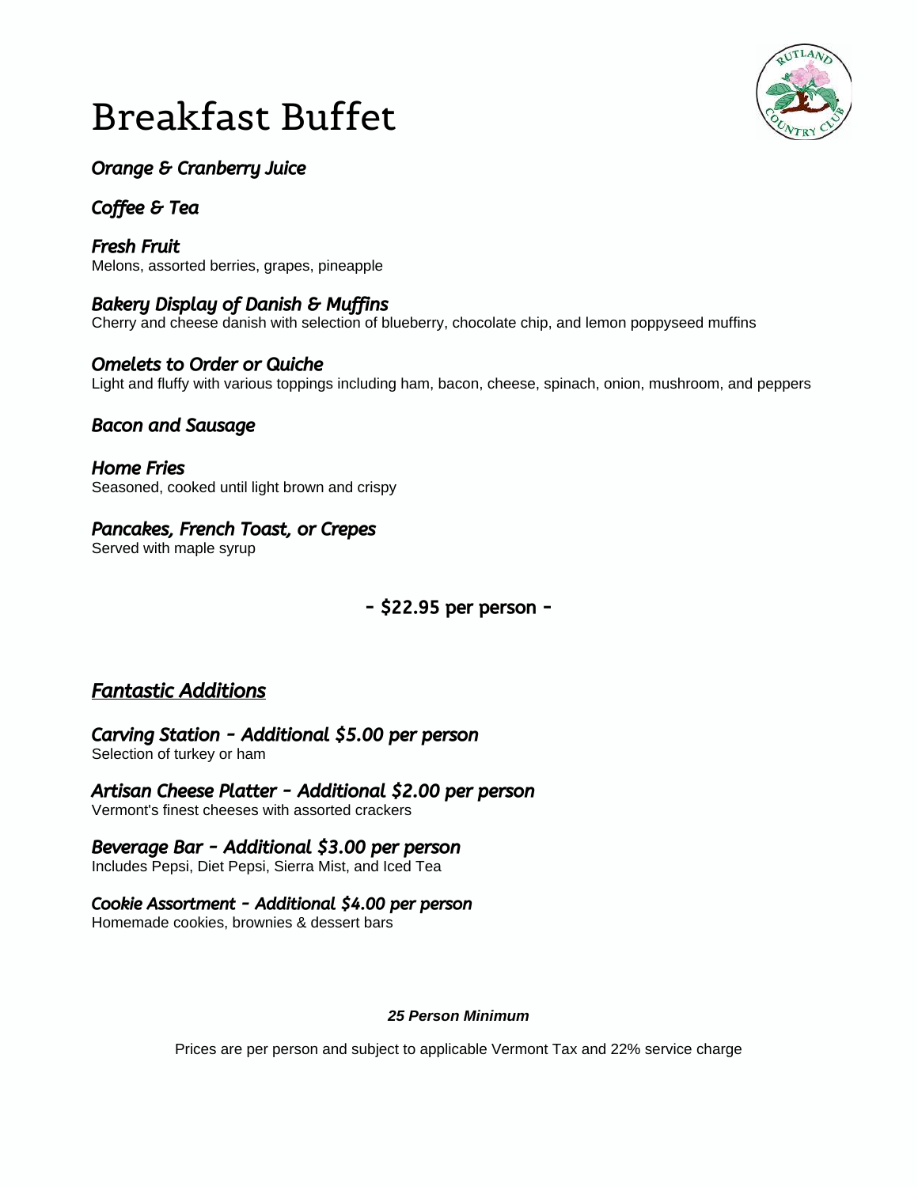# Breakfast Buffet

***Orange & Cranberry Juice***

***Coffee & Tea***

***Fresh Fruit***
Melons, assorted berries, grapes, pineapple

***Bakery Display of Danish & Muffins***
Cherry and cheese danish with selection of blueberry, chocolate chip, and lemon poppyseed muffins

***Omelets to Order or Quiche***
Light and fluffy with various toppings including ham, bacon, cheese, spinach, onion, mushroom, and peppers

***Bacon and Sausage***

***Home Fries***
Seasoned, cooked until light brown and crispy

***Pancakes, French Toast, or Crepes***
Served with maple syrup

**- $22.95 per person -**

## *Fantastic Additions*

***Carving Station - Additional $5.00 per person***
Selection of turkey or ham

***Artisan Cheese Platter - Additional $2.00 per person***
Vermont's finest cheeses with assorted crackers

***Beverage Bar - Additional $3.00 per person***
Includes Pepsi, Diet Pepsi, Sierra Mist, and Iced Tea

***Cookie Assortment - Additional $4.00 per person***
Homemade cookies, brownies & dessert bars

***25 Person Minimum***

Prices are per person and subject to applicable Vermont Tax and 22% service charge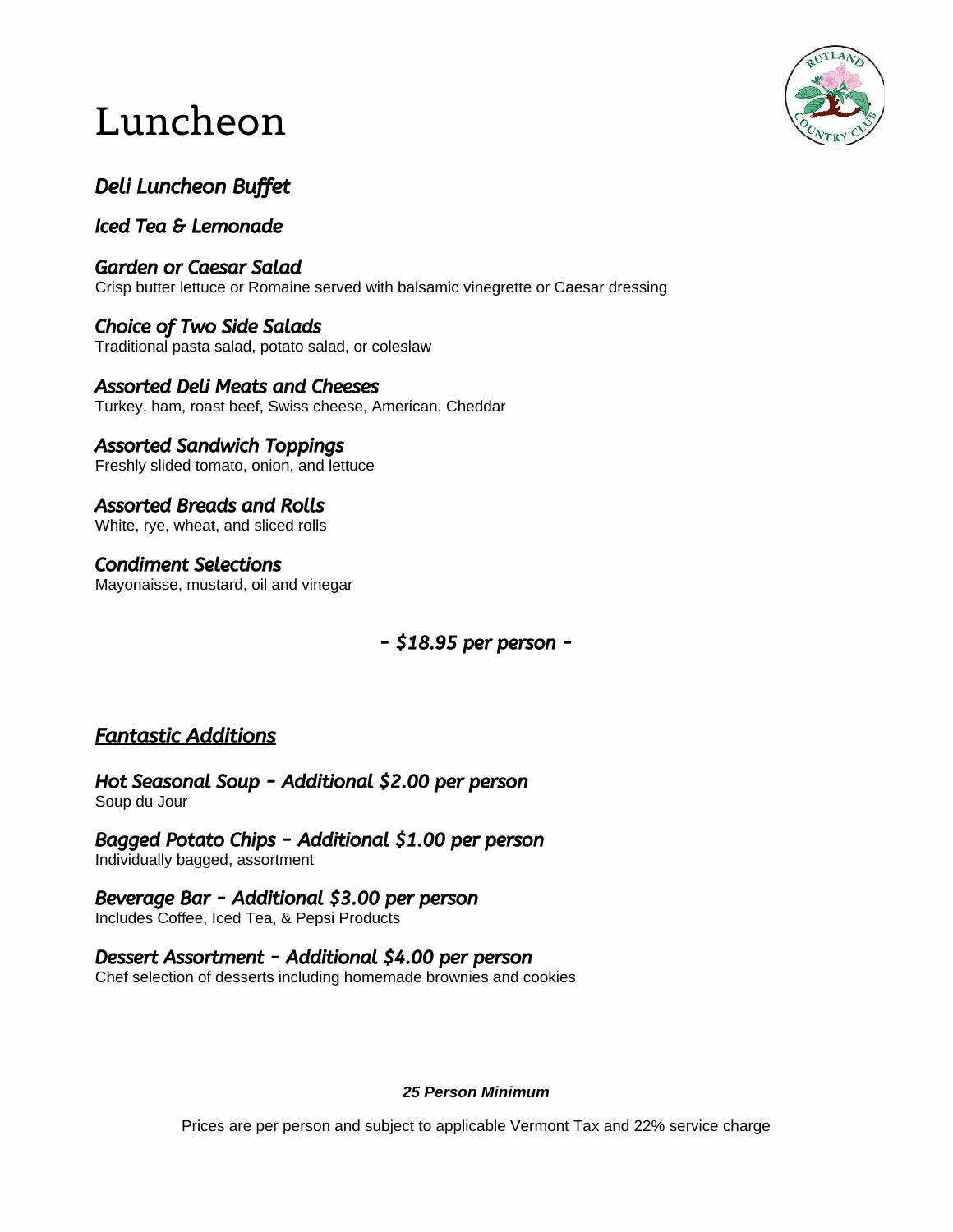# Luncheon

## ***Deli Luncheon Buffet***

***Iced Tea & Lemonade***

***Garden or Caesar Salad***
Crisp butter lettuce or Romaine served with balsamic vinegrette or Caesar dressing

***Choice of Two Side Salads***
Traditional pasta salad, potato salad, or coleslaw

***Assorted Deli Meats and Cheeses***
Turkey, ham, roast beef, Swiss cheese, American, Cheddar

***Assorted Sandwich Toppings***
Freshly slided tomato, onion, and lettuce

***Assorted Breads and Rolls***
White, rye, wheat, and sliced rolls

***Condiment Selections***
Mayonaisse, mustard, oil and vinegar

***- $18.95 per person -***

## ***Fantastic Additions***

***Hot Seasonal Soup - Additional $2.00 per person***
Soup du Jour

***Bagged Potato Chips - Additional $1.00 per person***
Individually bagged, assortment

***Beverage Bar - Additional $3.00 per person***
Includes Coffee, Iced Tea, & Pepsi Products

***Dessert Assortment - Additional $4.00 per person***
Chef selection of desserts including homemade brownies and cookies

***25 Person Minimum***

Prices are per person and subject to applicable Vermont Tax and 22% service charge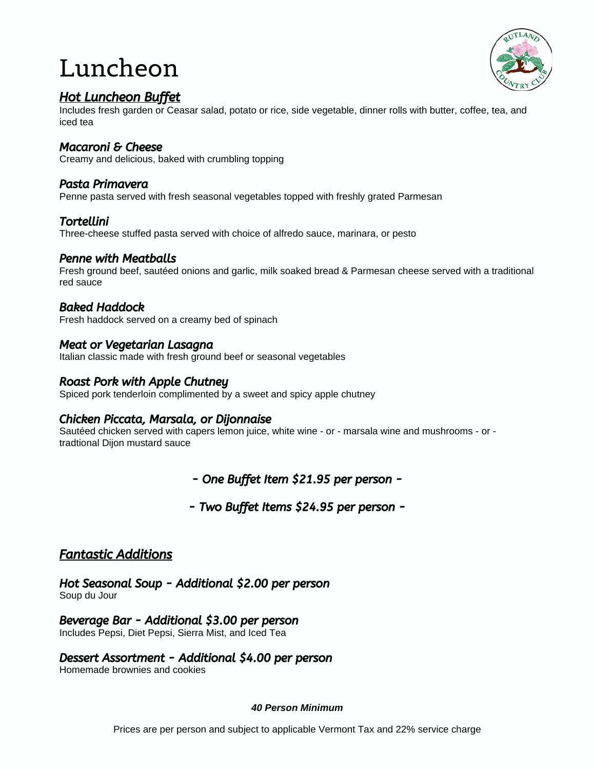# Luncheon

## *Hot Luncheon Buffet*

Includes fresh garden or Ceasar salad, potato or rice, side vegetable, dinner rolls with butter, coffee, tea, and iced tea

### *Macaroni & Cheese*

Creamy and delicious, baked with crumbling topping

### *Pasta Primavera*

Penne pasta served with fresh seasonal vegetables topped with freshly grated Parmesan

### *Tortellini*

Three-cheese stuffed pasta served with choice of alfredo sauce, marinara, or pesto

### *Penne with Meatballs*

Fresh ground beef, sautéed onions and garlic, milk soaked bread & Parmesan cheese served with a traditional red sauce

### *Baked Haddock*

Fresh haddock served on a creamy bed of spinach

### *Meat or Vegetarian Lasagna*

Italian classic made with fresh ground beef or seasonal vegetables

### *Roast Pork with Apple Chutney*

Spiced pork tenderloin complimented by a sweet and spicy apple chutney

### *Chicken Piccata, Marsala, or Dijonnaise*

Sautéed chicken served with capers lemon juice, white wine - or - marsala wine and mushrooms - or - tradtional Dijon mustard sauce

*– One Buffet Item $21.95 per person –*

*– Two Buffet Items $24.95 per person –*

## *Fantastic Additions*

### *Hot Seasonal Soup – Additional $2.00 per person*

Soup du Jour

### *Beverage Bar – Additional $3.00 per person*

Includes Pepsi, Diet Pepsi, Sierra Mist, and Iced Tea

### *Dessert Assortment – Additional $4.00 per person*

Homemade brownies and cookies

***40 Person Minimum***

Prices are per person and subject to applicable Vermont Tax and 22% service charge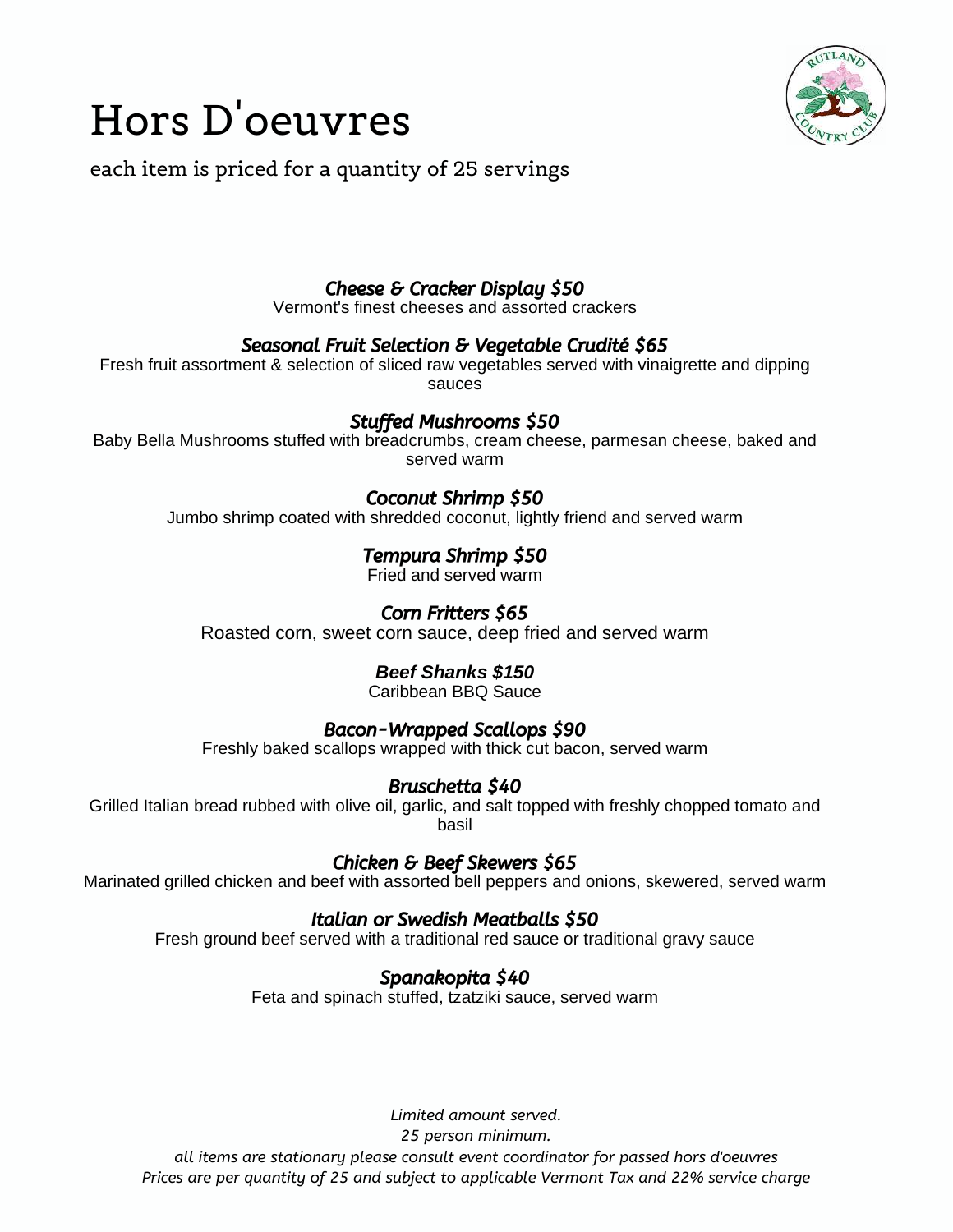# Hors D'oeuvres

each item is priced for a quantity of 25 servings

***Cheese & Cracker Display $50***
Vermont's finest cheeses and assorted crackers

***Seasonal Fruit Selection & Vegetable Crudité $65***
Fresh fruit assortment & selection of sliced raw vegetables served with vinaigrette and dipping sauces

***Stuffed Mushrooms $50***
Baby Bella Mushrooms stuffed with breadcrumbs, cream cheese, parmesan cheese, baked and served warm

***Coconut Shrimp $50***
Jumbo shrimp coated with shredded coconut, lightly friend and served warm

***Tempura Shrimp $50***
Fried and served warm

***Corn Fritters $65***
Roasted corn, sweet corn sauce, deep fried and served warm

***Beef Shanks $150***
Caribbean BBQ Sauce

***Bacon-Wrapped Scallops $90***
Freshly baked scallops wrapped with thick cut bacon, served warm

***Bruschetta $40***
Grilled Italian bread rubbed with olive oil, garlic, and salt topped with freshly chopped tomato and basil

***Chicken & Beef Skewers $65***
Marinated grilled chicken and beef with assorted bell peppers and onions, skewered, served warm

***Italian or Swedish Meatballs $50***
Fresh ground beef served with a traditional red sauce or traditional gravy sauce

***Spanakopita $40***
Feta and spinach stuffed, tzatziki sauce, served warm

*Limited amount served.*
*25 person minimum.*
*all items are stationary please consult event coordinator for passed hors d'oeuvres*
*Prices are per quantity of 25 and subject to applicable Vermont Tax and 22% service charge*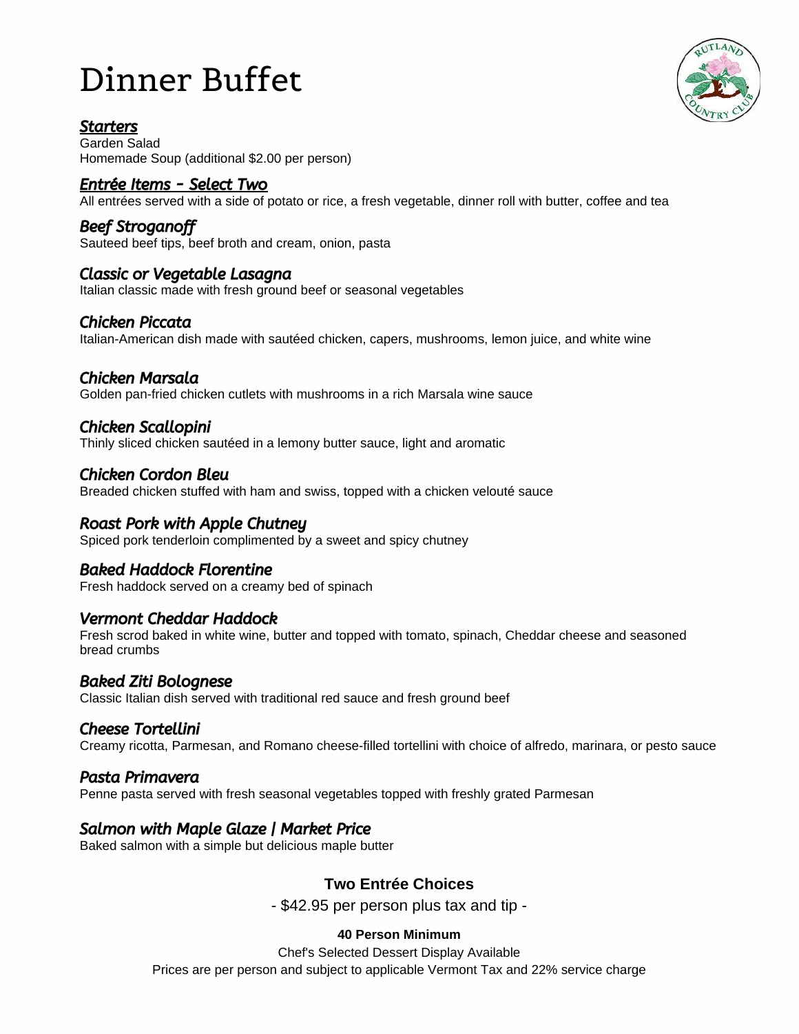# Dinner Buffet

## *Starters*

Garden Salad
Homemade Soup (additional $2.00 per person)

## *Entrée Items – Select Two*

All entrées served with a side of potato or rice, a fresh vegetable, dinner roll with butter, coffee and tea

### *Beef Stroganoff*

Sauteed beef tips, beef broth and cream, onion, pasta

### *Classic or Vegetable Lasagna*

Italian classic made with fresh ground beef or seasonal vegetables

### *Chicken Piccata*

Italian-American dish made with sautéed chicken, capers, mushrooms, lemon juice, and white wine

### *Chicken Marsala*

Golden pan-fried chicken cutlets with mushrooms in a rich Marsala wine sauce

### *Chicken Scallopini*

Thinly sliced chicken sautéed in a lemony butter sauce, light and aromatic

### *Chicken Cordon Bleu*

Breaded chicken stuffed with ham and swiss, topped with a chicken velouté sauce

### *Roast Pork with Apple Chutney*

Spiced pork tenderloin complimented by a sweet and spicy chutney

### *Baked Haddock Florentine*

Fresh haddock served on a creamy bed of spinach

### *Vermont Cheddar Haddock*

Fresh scrod baked in white wine, butter and topped with tomato, spinach, Cheddar cheese and seasoned bread crumbs

### *Baked Ziti Bolognese*

Classic Italian dish served with traditional red sauce and fresh ground beef

### *Cheese Tortellini*

Creamy ricotta, Parmesan, and Romano cheese-filled tortellini with choice of alfredo, marinara, or pesto sauce

### *Pasta Primavera*

Penne pasta served with fresh seasonal vegetables topped with freshly grated Parmesan

### *Salmon with Maple Glaze | Market Price*

Baked salmon with a simple but delicious maple butter

**Two Entrée Choices**

- $42.95 per person plus tax and tip -

**40 Person Minimum**

Chef's Selected Dessert Display Available

Prices are per person and subject to applicable Vermont Tax and 22% service charge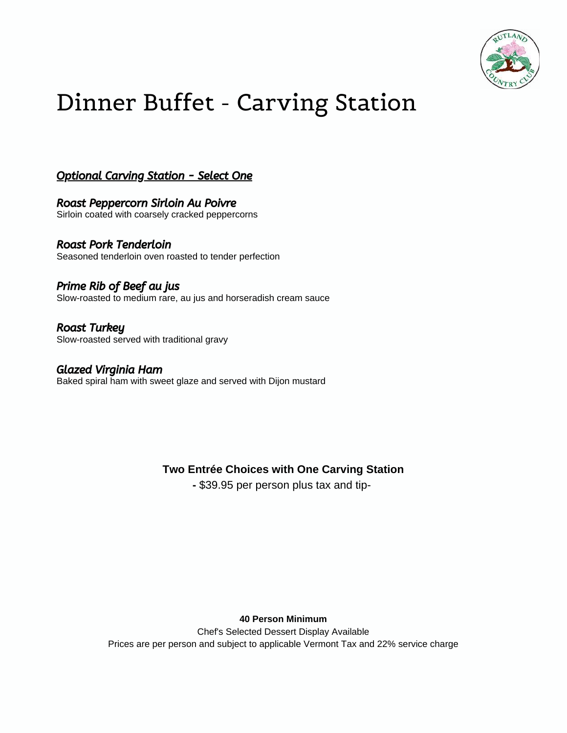# Dinner Buffet - Carving Station

***Optional Carving Station – Select One***

***Roast Peppercorn Sirloin Au Poivre***
Sirloin coated with coarsely cracked peppercorns

***Roast Pork Tenderloin***
Seasoned tenderloin oven roasted to tender perfection

***Prime Rib of Beef au jus***
Slow-roasted to medium rare, au jus and horseradish cream sauce

***Roast Turkey***
Slow-roasted served with traditional gravy

***Glazed Virginia Ham***
Baked spiral ham with sweet glaze and served with Dijon mustard

**Two Entrée Choices with One Carving Station**

**-** $39.95 per person plus tax and tip-

**40 Person Minimum**

Chef's Selected Dessert Display Available

Prices are per person and subject to applicable Vermont Tax and 22% service charge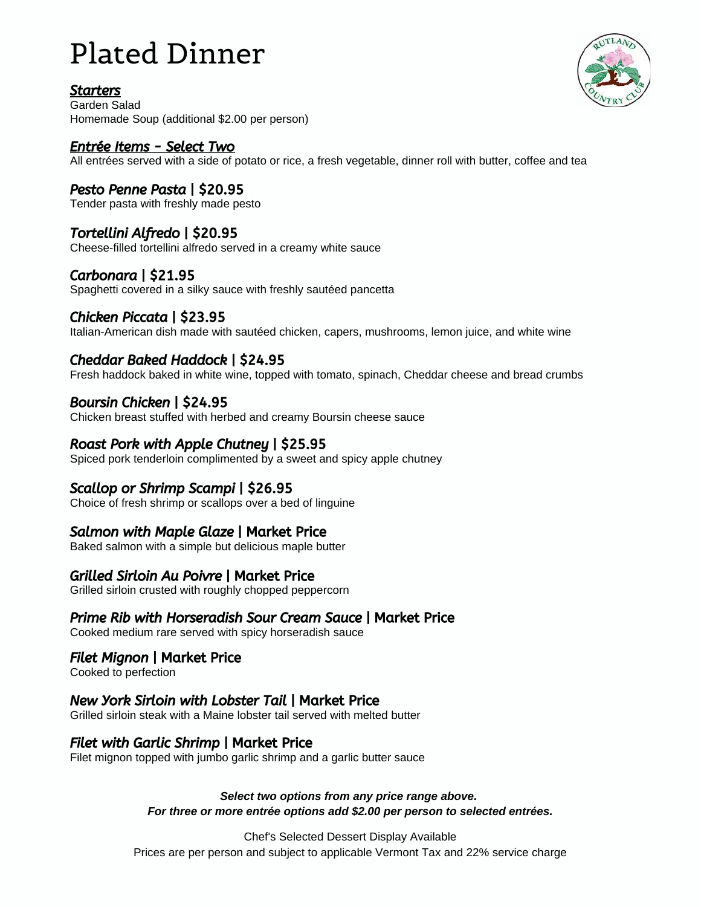# Plated Dinner

***Starters***

Garden Salad
Homemade Soup (additional $2.00 per person)

***Entrée Items – Select Two***

All entrées served with a side of potato or rice, a fresh vegetable, dinner roll with butter, coffee and tea

***Pesto Penne Pasta* | $20.95**
Tender pasta with freshly made pesto

***Tortellini Alfredo* | $20.95**
Cheese-filled tortellini alfredo served in a creamy white sauce

***Carbonara* | $21.95**
Spaghetti covered in a silky sauce with freshly sautéed pancetta

***Chicken Piccata* | $23.95**
Italian-American dish made with sautéed chicken, capers, mushrooms, lemon juice, and white wine

***Cheddar Baked Haddock* | $24.95**
Fresh haddock baked in white wine, topped with tomato, spinach, Cheddar cheese and bread crumbs

***Boursin Chicken* | $24.95**
Chicken breast stuffed with herbed and creamy Boursin cheese sauce

***Roast Pork with Apple Chutney* | $25.95**
Spiced pork tenderloin complimented by a sweet and spicy apple chutney

***Scallop or Shrimp Scampi* | $26.95**
Choice of fresh shrimp or scallops over a bed of linguine

***Salmon with Maple Glaze* | Market Price**
Baked salmon with a simple but delicious maple butter

***Grilled Sirloin Au Poivre* | Market Price**
Grilled sirloin crusted with roughly chopped peppercorn

***Prime Rib with Horseradish Sour Cream Sauce* | Market Price**
Cooked medium rare served with spicy horseradish sauce

***Filet Mignon* | Market Price**
Cooked to perfection

***New York Sirloin with Lobster Tail* | Market Price**
Grilled sirloin steak with a Maine lobster tail served with melted butter

***Filet with Garlic Shrimp* | Market Price**
Filet mignon topped with jumbo garlic shrimp and a garlic butter sauce

***Select two options from any price range above.***
***For three or more entrée options add $2.00 per person to selected entrées.***

Chef's Selected Dessert Display Available
Prices are per person and subject to applicable Vermont Tax and 22% service charge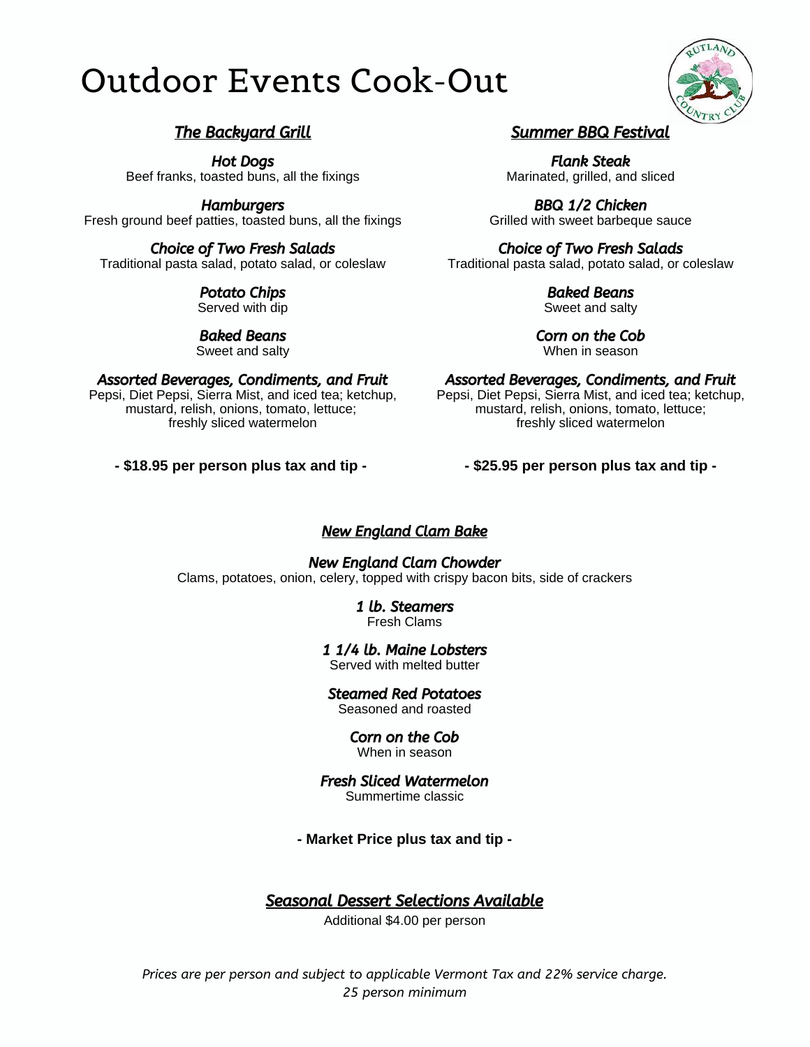# Outdoor Events Cook-Out

## *The Backyard Grill*

***Hot Dogs***
Beef franks, toasted buns, all the fixings

***Hamburgers***
Fresh ground beef patties, toasted buns, all the fixings

***Choice of Two Fresh Salads***
Traditional pasta salad, potato salad, or coleslaw

***Potato Chips***
Served with dip

***Baked Beans***
Sweet and salty

***Assorted Beverages, Condiments, and Fruit***
Pepsi, Diet Pepsi, Sierra Mist, and iced tea; ketchup, mustard, relish, onions, tomato, lettuce; freshly sliced watermelon

**- $18.95 per person plus tax and tip -**

## *Summer BBQ Festival*

***Flank Steak***
Marinated, grilled, and sliced

***BBQ 1/2 Chicken***
Grilled with sweet barbeque sauce

***Choice of Two Fresh Salads***
Traditional pasta salad, potato salad, or coleslaw

***Baked Beans***
Sweet and salty

***Corn on the Cob***
When in season

***Assorted Beverages, Condiments, and Fruit***
Pepsi, Diet Pepsi, Sierra Mist, and iced tea; ketchup, mustard, relish, onions, tomato, lettuce; freshly sliced watermelon

**- $25.95 per person plus tax and tip -**

## *New England Clam Bake*

***New England Clam Chowder***
Clams, potatoes, onion, celery, topped with crispy bacon bits, side of crackers

***1 lb. Steamers***
Fresh Clams

***1 1/4 lb. Maine Lobsters***
Served with melted butter

***Steamed Red Potatoes***
Seasoned and roasted

***Corn on the Cob***
When in season

***Fresh Sliced Watermelon***
Summertime classic

**- Market Price plus tax and tip -**

## *Seasonal Dessert Selections Available*

Additional $4.00 per person

*Prices are per person and subject to applicable Vermont Tax and 22% service charge.*
*25 person minimum*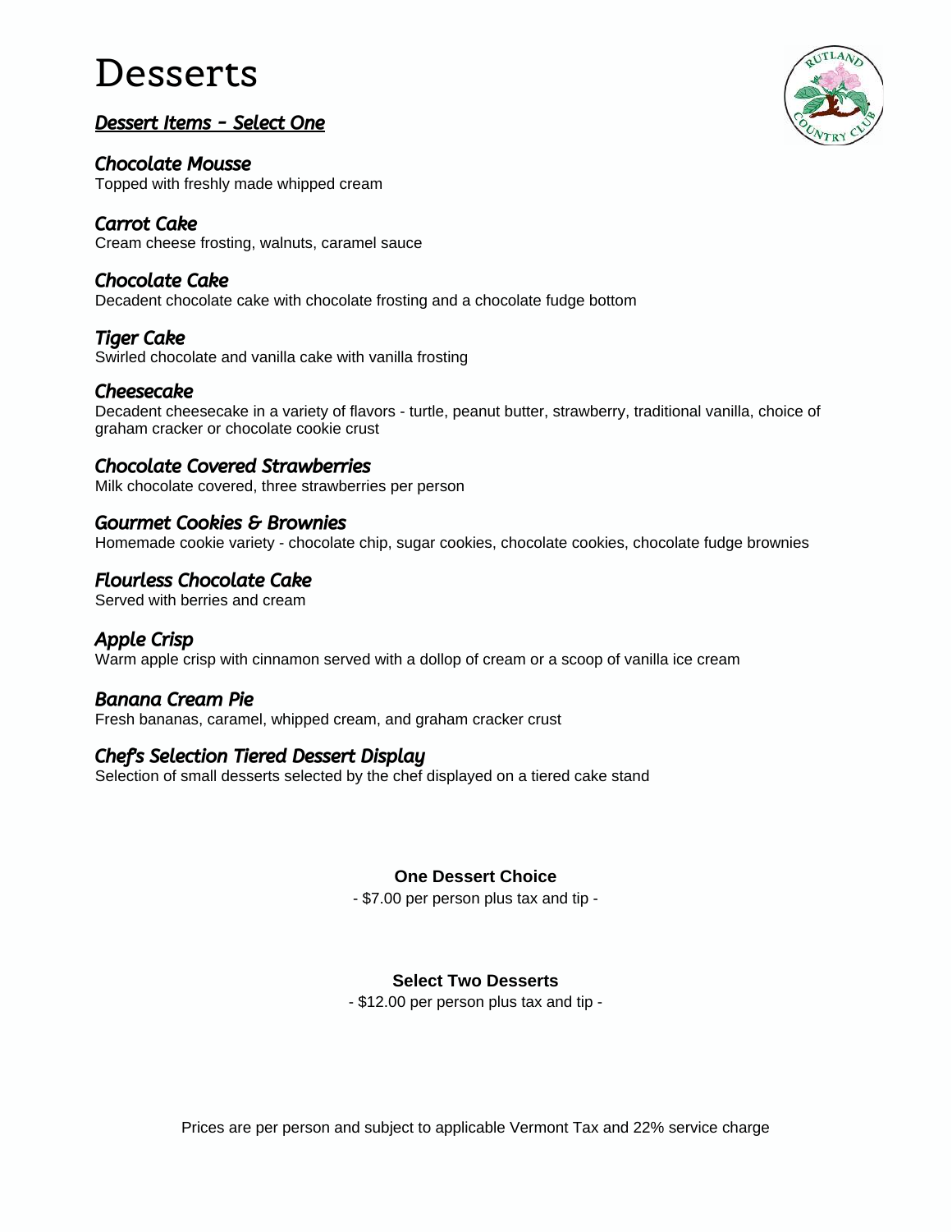# Desserts

***Dessert Items – Select One***

***Chocolate Mousse***
Topped with freshly made whipped cream

***Carrot Cake***
Cream cheese frosting, walnuts, caramel sauce

***Chocolate Cake***
Decadent chocolate cake with chocolate frosting and a chocolate fudge bottom

***Tiger Cake***
Swirled chocolate and vanilla cake with vanilla frosting

***Cheesecake***
Decadent cheesecake in a variety of flavors - turtle, peanut butter, strawberry, traditional vanilla, choice of graham cracker or chocolate cookie crust

***Chocolate Covered Strawberries***
Milk chocolate covered, three strawberries per person

***Gourmet Cookies & Brownies***
Homemade cookie variety - chocolate chip, sugar cookies, chocolate cookies, chocolate fudge brownies

***Flourless Chocolate Cake***
Served with berries and cream

***Apple Crisp***
Warm apple crisp with cinnamon served with a dollop of cream or a scoop of vanilla ice cream

***Banana Cream Pie***
Fresh bananas, caramel, whipped cream, and graham cracker crust

***Chef's Selection Tiered Dessert Display***
Selection of small desserts selected by the chef displayed on a tiered cake stand

**One Dessert Choice**
- $7.00 per person plus tax and tip -

**Select Two Desserts**
- $12.00 per person plus tax and tip -

Prices are per person and subject to applicable Vermont Tax and 22% service charge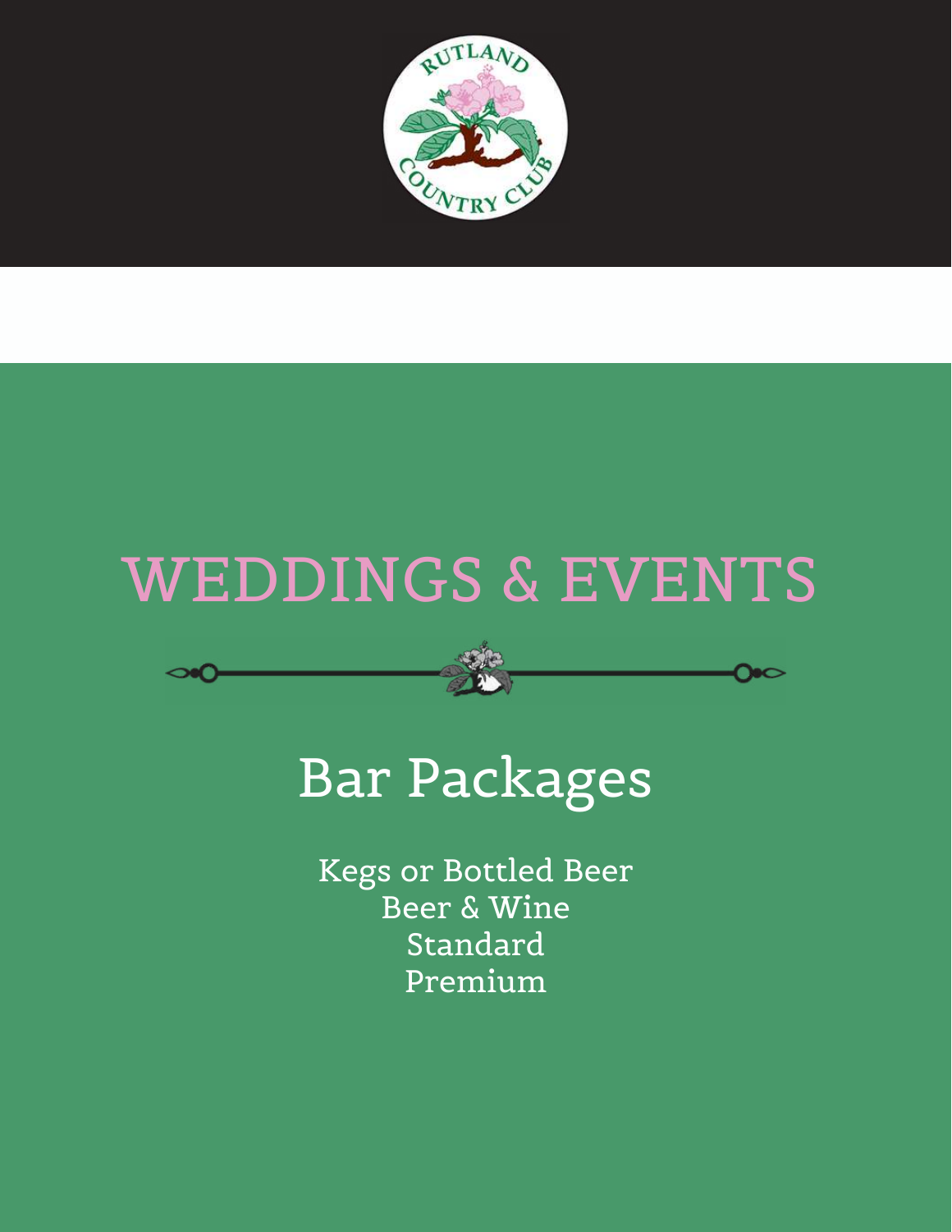# WEDDINGS & EVENTS

## Bar Packages

Kegs or Bottled Beer
Beer & Wine
Standard
Premium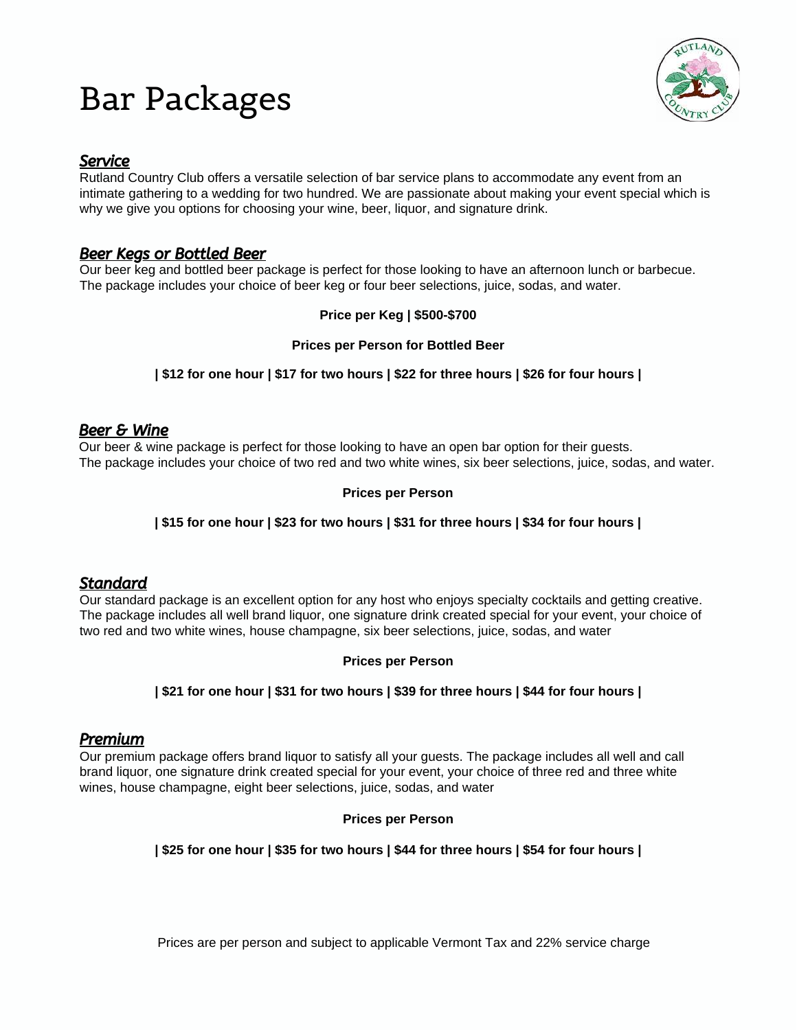# Bar Packages

## *Service*

Rutland Country Club offers a versatile selection of bar service plans to accommodate any event from an intimate gathering to a wedding for two hundred. We are passionate about making your event special which is why we give you options for choosing your wine, beer, liquor, and signature drink.

## *Beer Kegs or Bottled Beer*

Our beer keg and bottled beer package is perfect for those looking to have an afternoon lunch or barbecue. The package includes your choice of beer keg or four beer selections, juice, sodas, and water.

**Price per Keg | $500-$700**

**Prices per Person for Bottled Beer**

**| $12 for one hour | $17 for two hours | $22 for three hours | $26 for four hours |**

## *Beer & Wine*

Our beer & wine package is perfect for those looking to have an open bar option for their guests. The package includes your choice of two red and two white wines, six beer selections, juice, sodas, and water.

**Prices per Person**

**| $15 for one hour | $23 for two hours | $31 for three hours | $34 for four hours |**

## *Standard*

Our standard package is an excellent option for any host who enjoys specialty cocktails and getting creative. The package includes all well brand liquor, one signature drink created special for your event, your choice of two red and two white wines, house champagne, six beer selections, juice, sodas, and water

**Prices per Person**

**| $21 for one hour | $31 for two hours | $39 for three hours | $44 for four hours |**

## *Premium*

Our premium package offers brand liquor to satisfy all your guests. The package includes all well and call brand liquor, one signature drink created special for your event, your choice of three red and three white wines, house champagne, eight beer selections, juice, sodas, and water

**Prices per Person**

**| $25 for one hour | $35 for two hours | $44 for three hours | $54 for four hours |**

Prices are per person and subject to applicable Vermont Tax and 22% service charge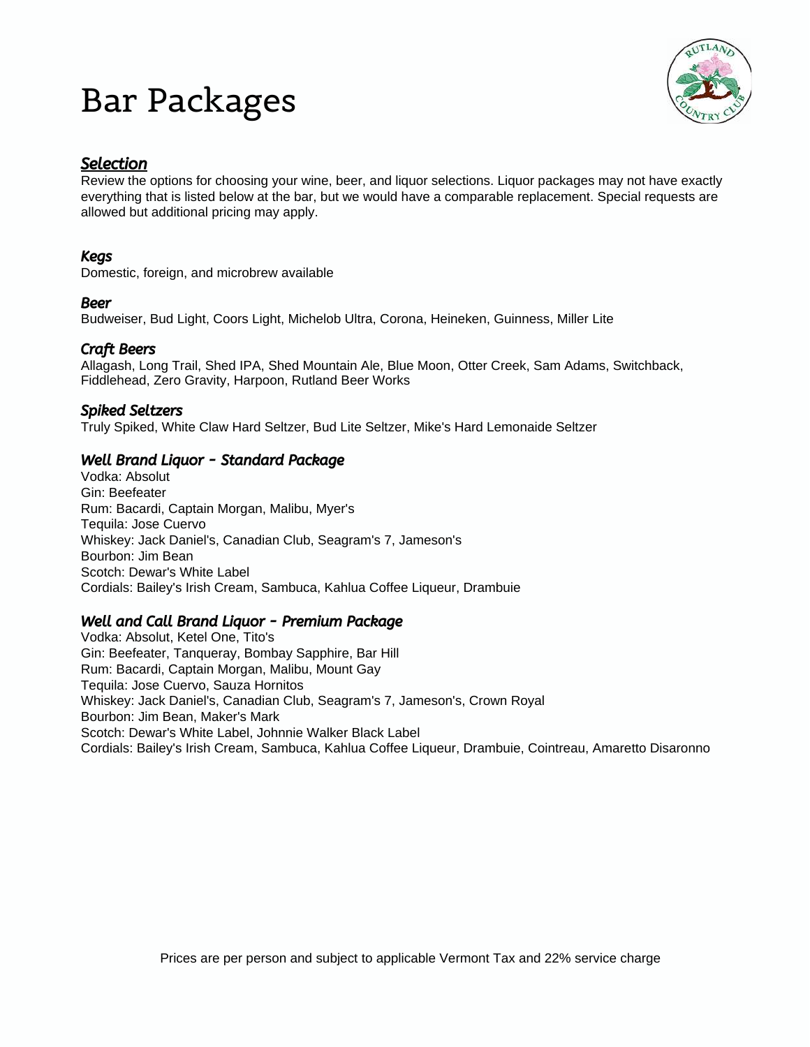# Bar Packages

## ***Selection***

Review the options for choosing your wine, beer, and liquor selections. Liquor packages may not have exactly everything that is listed below at the bar, but we would have a comparable replacement. Special requests are allowed but additional pricing may apply.

### *Kegs*

Domestic, foreign, and microbrew available

### *Beer*

Budweiser, Bud Light, Coors Light, Michelob Ultra, Corona, Heineken, Guinness, Miller Lite

### *Craft Beers*

Allagash, Long Trail, Shed IPA, Shed Mountain Ale, Blue Moon, Otter Creek, Sam Adams, Switchback, Fiddlehead, Zero Gravity, Harpoon, Rutland Beer Works

### *Spiked Seltzers*

Truly Spiked, White Claw Hard Seltzer, Bud Lite Seltzer, Mike's Hard Lemonaide Seltzer

### *Well Brand Liquor - Standard Package*

Vodka: Absolut
Gin: Beefeater
Rum: Bacardi, Captain Morgan, Malibu, Myer's
Tequila: Jose Cuervo
Whiskey: Jack Daniel's, Canadian Club, Seagram's 7, Jameson's
Bourbon: Jim Bean
Scotch: Dewar's White Label
Cordials: Bailey's Irish Cream, Sambuca, Kahlua Coffee Liqueur, Drambuie

### *Well and Call Brand Liquor - Premium Package*

Vodka: Absolut, Ketel One, Tito's
Gin: Beefeater, Tanqueray, Bombay Sapphire, Bar Hill
Rum: Bacardi, Captain Morgan, Malibu, Mount Gay
Tequila: Jose Cuervo, Sauza Hornitos
Whiskey: Jack Daniel's, Canadian Club, Seagram's 7, Jameson's, Crown Royal
Bourbon: Jim Bean, Maker's Mark
Scotch: Dewar's White Label, Johnnie Walker Black Label
Cordials: Bailey's Irish Cream, Sambuca, Kahlua Coffee Liqueur, Drambuie, Cointreau, Amaretto Disaronno

Prices are per person and subject to applicable Vermont Tax and 22% service charge